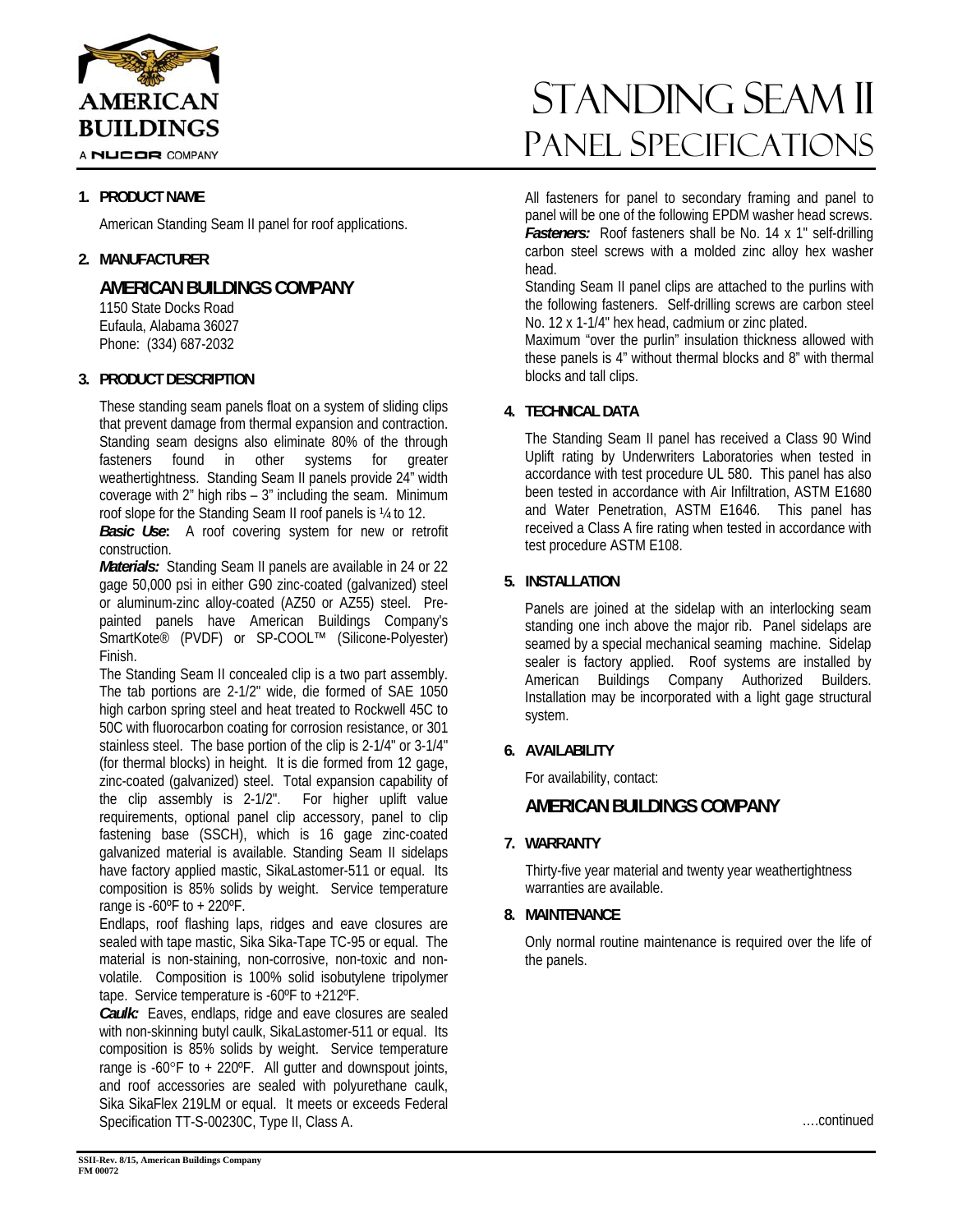AMERICAN BUILDINGS
A NUCOR COMPANY

# Standing Seam II Panel Specifications

## 1. PRODUCT NAME

American Standing Seam II panel for roof applications.

## 2. MANUFACTURER

### AMERICAN BUILDINGS COMPANY

1150 State Docks Road
Eufaula, Alabama 36027
Phone: (334) 687-2032

## 3. PRODUCT DESCRIPTION

These standing seam panels float on a system of sliding clips that prevent damage from thermal expansion and contraction. Standing seam designs also eliminate 80% of the through fasteners found in other systems for greater weathertightness. Standing Seam II panels provide 24" width coverage with 2" high ribs – 3" including the seam. Minimum roof slope for the Standing Seam II roof panels is ¼ to 12.

***Basic Use*:** A roof covering system for new or retrofit construction.

***Materials:*** Standing Seam II panels are available in 24 or 22 gage 50,000 psi in either G90 zinc-coated (galvanized) steel or aluminum-zinc alloy-coated (AZ50 or AZ55) steel. Pre-painted panels have American Buildings Company's SmartKote® (PVDF) or SP-COOL™ (Silicone-Polyester) Finish.

The Standing Seam II concealed clip is a two part assembly. The tab portions are 2-1/2" wide, die formed of SAE 1050 high carbon spring steel and heat treated to Rockwell 45C to 50C with fluorocarbon coating for corrosion resistance, or 301 stainless steel. The base portion of the clip is 2-1/4" or 3-1/4" (for thermal blocks) in height. It is die formed from 12 gage, zinc-coated (galvanized) steel. Total expansion capability of the clip assembly is 2-1/2". For higher uplift value requirements, optional panel clip accessory, panel to clip fastening base (SSCH), which is 16 gage zinc-coated galvanized material is available. Standing Seam II sidelaps have factory applied mastic, SikaLastomer-511 or equal. Its composition is 85% solids by weight. Service temperature range is -60ºF to + 220ºF.

Endlaps, roof flashing laps, ridges and eave closures are sealed with tape mastic, Sika Sika-Tape TC-95 or equal. The material is non-staining, non-corrosive, non-toxic and non-volatile. Composition is 100% solid isobutylene tripolymer tape. Service temperature is -60ºF to +212ºF.

***Caulk:*** Eaves, endlaps, ridge and eave closures are sealed with non-skinning butyl caulk, SikaLastomer-511 or equal. Its composition is 85% solids by weight. Service temperature range is -60°F to + 220ºF. All gutter and downspout joints, and roof accessories are sealed with polyurethane caulk, Sika SikaFlex 219LM or equal. It meets or exceeds Federal Specification TT-S-00230C, Type II, Class A.

All fasteners for panel to secondary framing and panel to panel will be one of the following EPDM washer head screws.

***Fasteners:*** Roof fasteners shall be No. 14 x 1" self-drilling carbon steel screws with a molded zinc alloy hex washer head.

Standing Seam II panel clips are attached to the purlins with the following fasteners. Self-drilling screws are carbon steel No. 12 x 1-1/4" hex head, cadmium or zinc plated.

Maximum "over the purlin" insulation thickness allowed with these panels is 4" without thermal blocks and 8" with thermal blocks and tall clips.

## 4. TECHNICAL DATA

The Standing Seam II panel has received a Class 90 Wind Uplift rating by Underwriters Laboratories when tested in accordance with test procedure UL 580. This panel has also been tested in accordance with Air Infiltration, ASTM E1680 and Water Penetration, ASTM E1646. This panel has received a Class A fire rating when tested in accordance with test procedure ASTM E108.

## 5. INSTALLATION

Panels are joined at the sidelap with an interlocking seam standing one inch above the major rib. Panel sidelaps are seamed by a special mechanical seaming machine. Sidelap sealer is factory applied. Roof systems are installed by American Buildings Company Authorized Builders. Installation may be incorporated with a light gage structural system.

## 6. AVAILABILITY

For availability, contact:

### AMERICAN BUILDINGS COMPANY

## 7. WARRANTY

Thirty-five year material and twenty year weathertightness warranties are available.

## 8. MAINTENANCE

Only normal routine maintenance is required over the life of the panels.

….continued

SSII-Rev. 8/15, American Buildings Company
FM 00072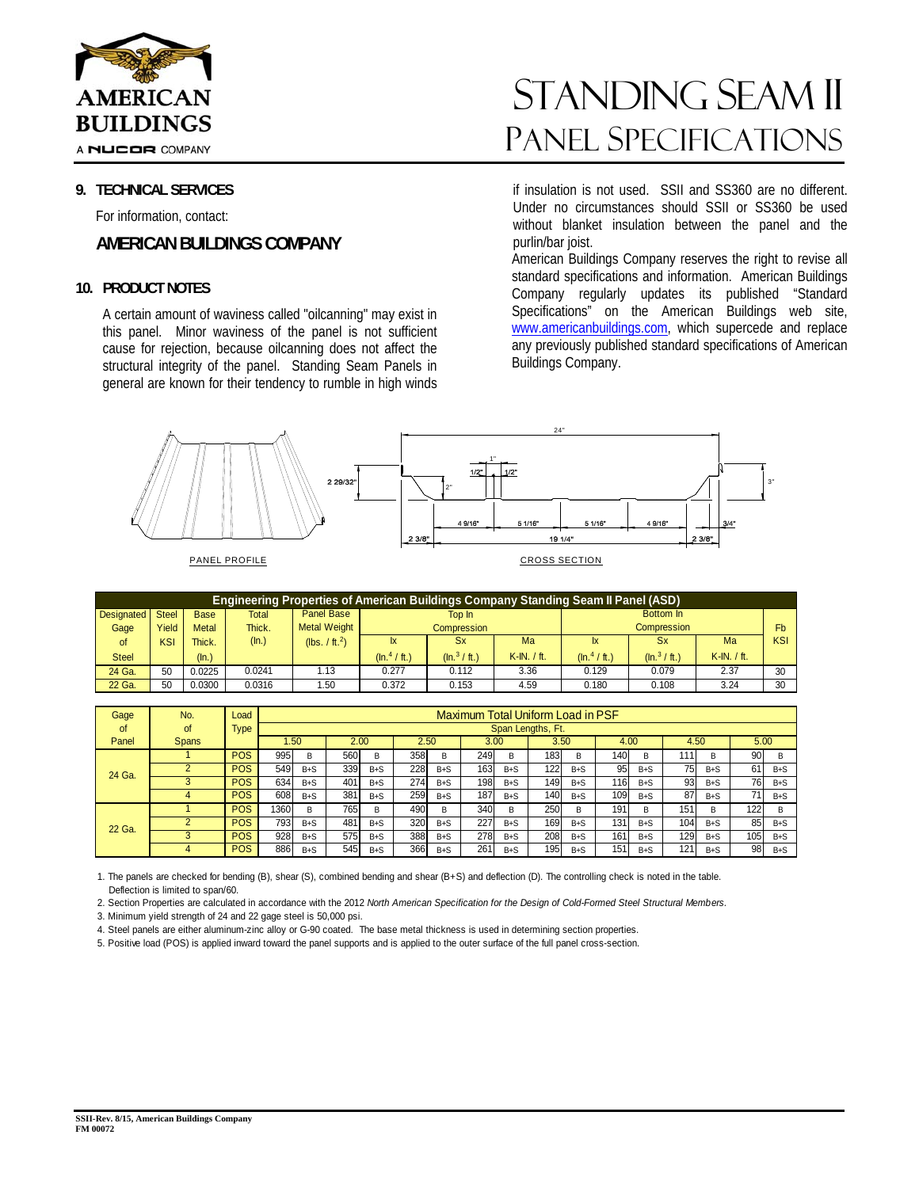# STANDING SEAM II PANEL SPECIFICATIONS

**9. TECHNICAL SERVICES**

For information, contact:

**AMERICAN BUILDINGS COMPANY**

**10. PRODUCT NOTES**

A certain amount of waviness called "oilcanning" may exist in this panel. Minor waviness of the panel is not sufficient cause for rejection, because oilcanning does not affect the structural integrity of the panel. Standing Seam Panels in general are known for their tendency to rumble in high winds if insulation is not used. SSII and SS360 are no different. Under no circumstances should SSII or SS360 be used without blanket insulation between the panel and the purlin/bar joist.

American Buildings Company reserves the right to revise all standard specifications and information. American Buildings Company regularly updates its published "Standard Specifications" on the American Buildings web site, www.americanbuildings.com, which supercede and replace any previously published standard specifications of American Buildings Company.

24"
1"
1/2"
1/2"
2"
2 29/32"
3"
4 9/16"
5 1/16"
5 1/16"
4 9/16"
2 3/8"
19 1/4"
2 3/8"
3/4"

PANEL PROFILE

CROSS SECTION

**Engineering Properties of American Buildings Company Standing Seam II Panel (ASD)**

| Designated Gage of Steel | Steel Yield KSI | Base Metal Thick. (In.) | Total Thick. (In.) | Panel Base Metal Weight (lbs. / ft.$^2$) | Top In Compression | | | Bottom In Compression | | | Fb KSI |
|---|---|---|---|---|---|---|---|---|---|---|---|
| | | | | | Ix (In.$^4$ / ft.) | Sx (In.$^3$ / ft.) | Ma K-IN. / ft. | Ix (In.$^4$ / ft.) | Sx (In.$^3$ / ft.) | Ma K-IN. / ft. | |
| 24 Ga. | 50 | 0.0225 | 0.0241 | 1.13 | 0.277 | 0.112 | 3.36 | 0.129 | 0.079 | 2.37 | 30 |
| 22 Ga. | 50 | 0.0300 | 0.0316 | 1.50 | 0.372 | 0.153 | 4.59 | 0.180 | 0.108 | 3.24 | 30 |

| Gage of Panel | No. of Spans | Load Type | Maximum Total Uniform Load in PSF — Span Lengths, Ft. | | | | | | | | | | | | | | | |
|---|---|---|---|---|---|---|---|---|---|---|---|---|---|---|---|---|---|---|
| | | | 1.50 | | 2.00 | | 2.50 | | 3.00 | | 3.50 | | 4.00 | | 4.50 | | 5.00 | |
| 24 Ga. | 1 | POS | 995 | B | 560 | B | 358 | B | 249 | B | 183 | B | 140 | B | 111 | B | 90 | B |
| | 2 | POS | 549 | B+S | 339 | B+S | 228 | B+S | 163 | B+S | 122 | B+S | 95 | B+S | 75 | B+S | 61 | B+S |
| | 3 | POS | 634 | B+S | 401 | B+S | 274 | B+S | 198 | B+S | 149 | B+S | 116 | B+S | 93 | B+S | 76 | B+S |
| | 4 | POS | 608 | B+S | 381 | B+S | 259 | B+S | 187 | B+S | 140 | B+S | 109 | B+S | 87 | B+S | 71 | B+S |
| 22 Ga. | 1 | POS | 1360 | B | 765 | B | 490 | B | 340 | B | 250 | B | 191 | B | 151 | B | 122 | B |
| | 2 | POS | 793 | B+S | 481 | B+S | 320 | B+S | 227 | B+S | 169 | B+S | 131 | B+S | 104 | B+S | 85 | B+S |
| | 3 | POS | 928 | B+S | 575 | B+S | 388 | B+S | 278 | B+S | 208 | B+S | 161 | B+S | 129 | B+S | 105 | B+S |
| | 4 | POS | 886 | B+S | 545 | B+S | 366 | B+S | 261 | B+S | 195 | B+S | 151 | B+S | 121 | B+S | 98 | B+S |

1. The panels are checked for bending (B), shear (S), combined bending and shear (B+S) and deflection (D). The controlling check is noted in the table. Deflection is limited to span/60.
2. Section Properties are calculated in accordance with the 2012 *North American Specification for the Design of Cold-Formed Steel Structural Members.*
3. Minimum yield strength of 24 and 22 gage steel is 50,000 psi.
4. Steel panels are either aluminum-zinc alloy or G-90 coated. The base metal thickness is used in determining section properties.
5. Positive load (POS) is applied inward toward the panel supports and is applied to the outer surface of the full panel cross-section.

**SSII-Rev. 8/15, American Buildings Company**
**FM 00072**